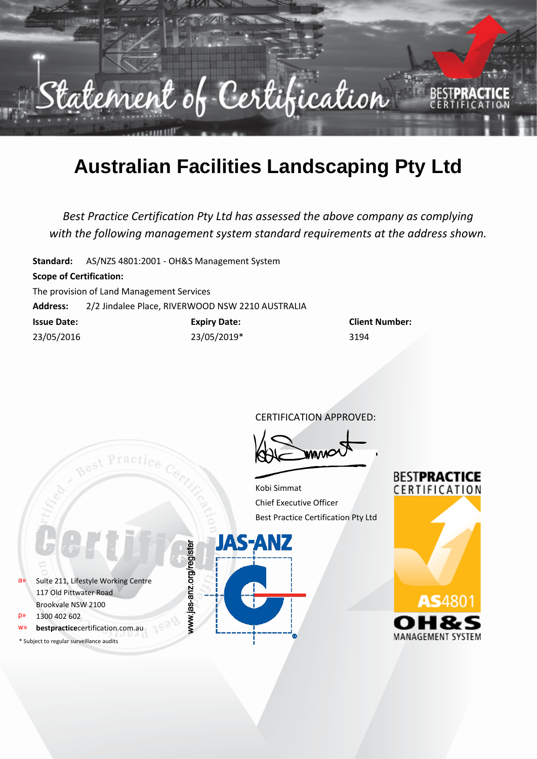# Statement of Certification

BESTPRACTICE CERTIFICATION

## Australian Facilities Landscaping Pty Ltd

*Best Practice Certification Pty Ltd has assessed the above company as complying with the following management system standard requirements at the address shown.*

**Standard:** AS/NZS 4801:2001 - OH&S Management System

**Scope of Certification:**

The provision of Land Management Services

**Address:** 2/2 Jindalee Place, RIVERWOOD NSW 2210 AUSTRALIA

| Issue Date: | Expiry Date: | Client Number: |
|---|---|---|
| 23/05/2016 | 23/05/2019* | 3194 |

CERTIFICATION APPROVED:

Kobi Simmat
Chief Executive Officer
Best Practice Certification Pty Ltd

JAS-ANZ

www.jas-anz.org/register

BESTPRACTICE CERTIFICATION

AS4801 OH&S MANAGEMENT SYSTEM

a» Suite 211, Lifestyle Working Centre
117 Old Pittwater Road
Brookvale NSW 2100

p» 1300 402 602

w» **bestpractice**certification.com.au

\* Subject to regular surveillance audits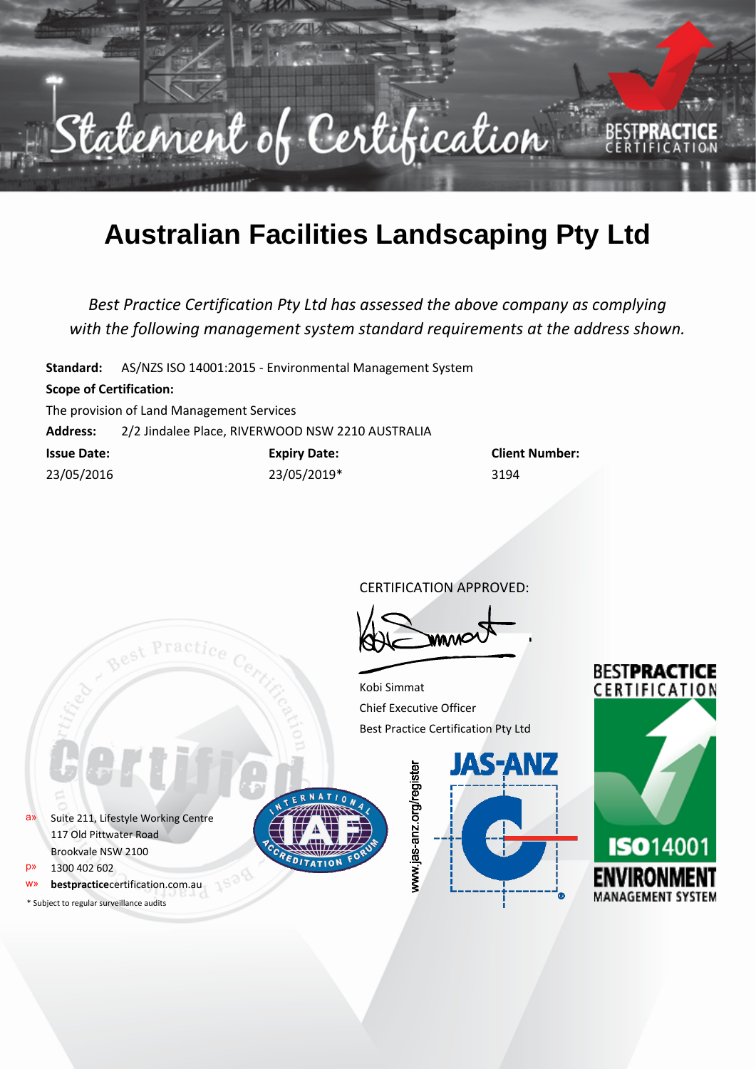# Statement of Certification

# Australian Facilities Landscaping Pty Ltd

*Best Practice Certification Pty Ltd has assessed the above company as complying with the following management system standard requirements at the address shown.*

**Standard:** AS/NZS ISO 14001:2015 - Environmental Management System

**Scope of Certification:**

The provision of Land Management Services

**Address:** 2/2 Jindalee Place, RIVERWOOD NSW 2210 AUSTRALIA

| Issue Date: | Expiry Date: | Client Number: |
|---|---|---|
| 23/05/2016 | 23/05/2019* | 3194 |

CERTIFICATION APPROVED:

Kobi Simmat
Chief Executive Officer
Best Practice Certification Pty Ltd

a» Suite 211, Lifestyle Working Centre
117 Old Pittwater Road
Brookvale NSW 2100
p» 1300 402 602
w» **bestpractice**certification.com.au

\* Subject to regular surveillance audits

www.jas-anz.org/register

BESTPRACTICE CERTIFICATION
ISO 14001 ENVIRONMENT MANAGEMENT SYSTEM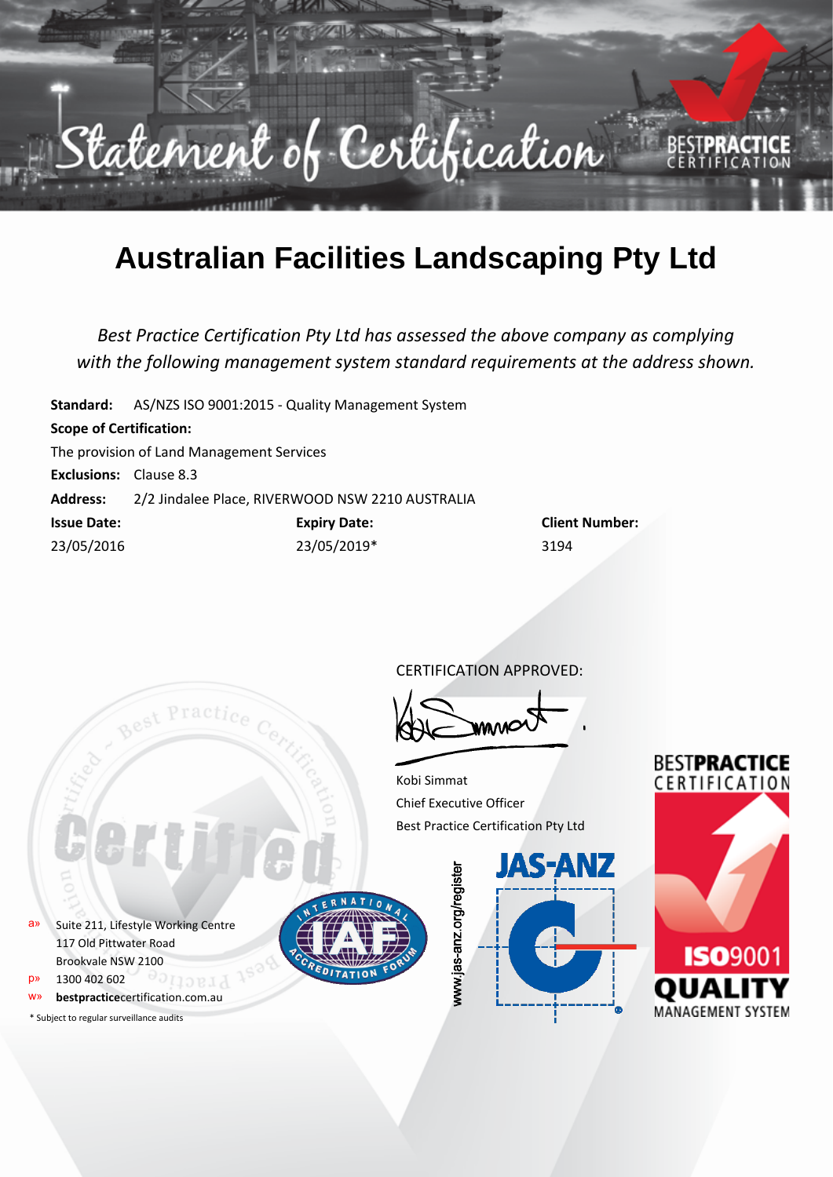# Statement of Certification

BESTPRACTICE CERTIFICATION

## Australian Facilities Landscaping Pty Ltd

*Best Practice Certification Pty Ltd has assessed the above company as complying with the following management system standard requirements at the address shown.*

**Standard:** AS/NZS ISO 9001:2015 - Quality Management System

**Scope of Certification:**

The provision of Land Management Services

**Exclusions:** Clause 8.3

**Address:** 2/2 Jindalee Place, RIVERWOOD NSW 2210 AUSTRALIA

| Issue Date: | Expiry Date: | Client Number: |
|---|---|---|
| 23/05/2016 | 23/05/2019* | 3194 |

CERTIFICATION APPROVED:

Kobi Simmat
Chief Executive Officer
Best Practice Certification Pty Ltd

a» Suite 211, Lifestyle Working Centre
117 Old Pittwater Road
Brookvale NSW 2100
p» 1300 402 602
w» **bestpractice**certification.com.au

\* Subject to regular surveillance audits

www.jas-anz.org/register

JAS-ANZ

BESTPRACTICE CERTIFICATION

ISO9001 QUALITY MANAGEMENT SYSTEM